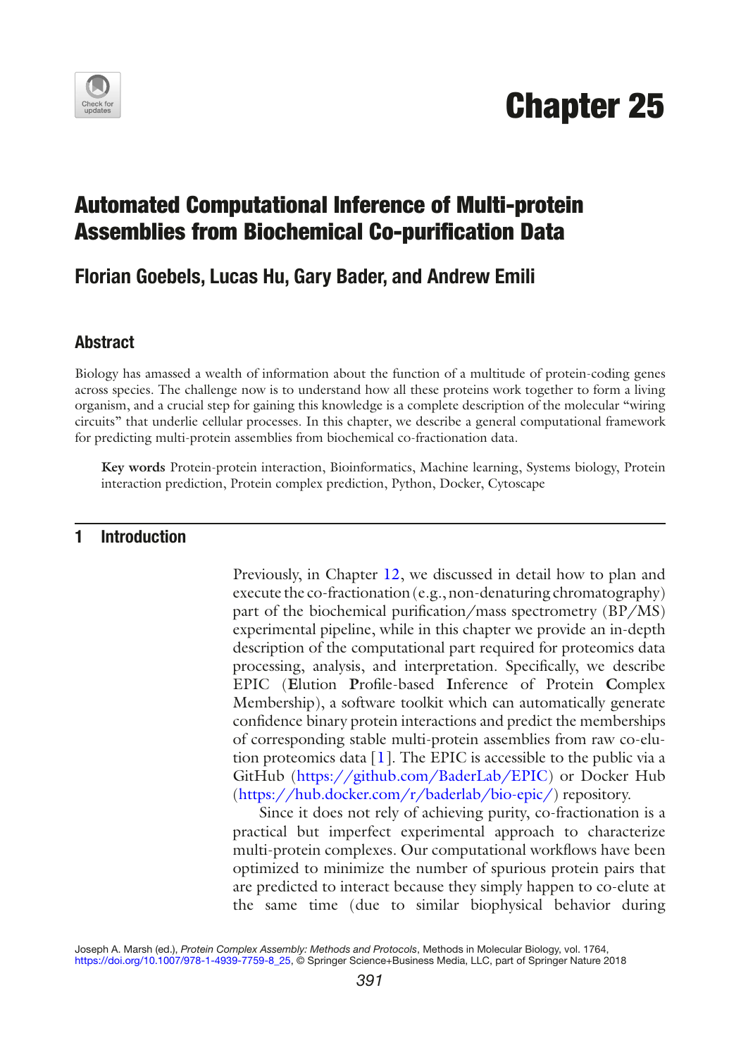# Chapter 25

## Automated Computational Inference of Multi-protein Assemblies from Biochemical Co-purification Data

**Florian Goebels, Lucas Hu, Gary Bader, and Andrew Emili**

### Abstract

Biology has amassed a wealth of information about the function of a multitude of protein-coding genes across species. The challenge now is to understand how all these proteins work together to form a living organism, and a crucial step for gaining this knowledge is a complete description of the molecular "wiring circuits" that underlie cellular processes. In this chapter, we describe a general computational framework for predicting multi-protein assemblies from biochemical co-fractionation data.

**Key words** Protein-protein interaction, Bioinformatics, Machine learning, Systems biology, Protein interaction prediction, Protein complex prediction, Python, Docker, Cytoscape

## 1 Introduction

Previously, in Chapter 12, we discussed in detail how to plan and execute the co-fractionation (e.g., non-denaturing chromatography) part of the biochemical purification/mass spectrometry (BP/MS) experimental pipeline, while in this chapter we provide an in-depth description of the computational part required for proteomics data processing, analysis, and interpretation. Specifically, we describe EPIC (**E**lution **P**rofile-based **I**nference of Protein **C**omplex Membership), a software toolkit which can automatically generate confidence binary protein interactions and predict the memberships of corresponding stable multi-protein assemblies from raw co-elution proteomics data [1]. The EPIC is accessible to the public via a GitHub (https://github.com/BaderLab/EPIC) or Docker Hub (https://hub.docker.com/r/baderlab/bio-epic/) repository.

Since it does not rely of achieving purity, co-fractionation is a practical but imperfect experimental approach to characterize multi-protein complexes. Our computational workflows have been optimized to minimize the number of spurious protein pairs that are predicted to interact because they simply happen to co-elute at the same time (due to similar biophysical behavior during

Joseph A. Marsh (ed.), *Protein Complex Assembly: Methods and Protocols*, Methods in Molecular Biology, vol. 1764, https://doi.org/10.1007/978-1-4939-7759-8_25, © Springer Science+Business Media, LLC, part of Springer Nature 2018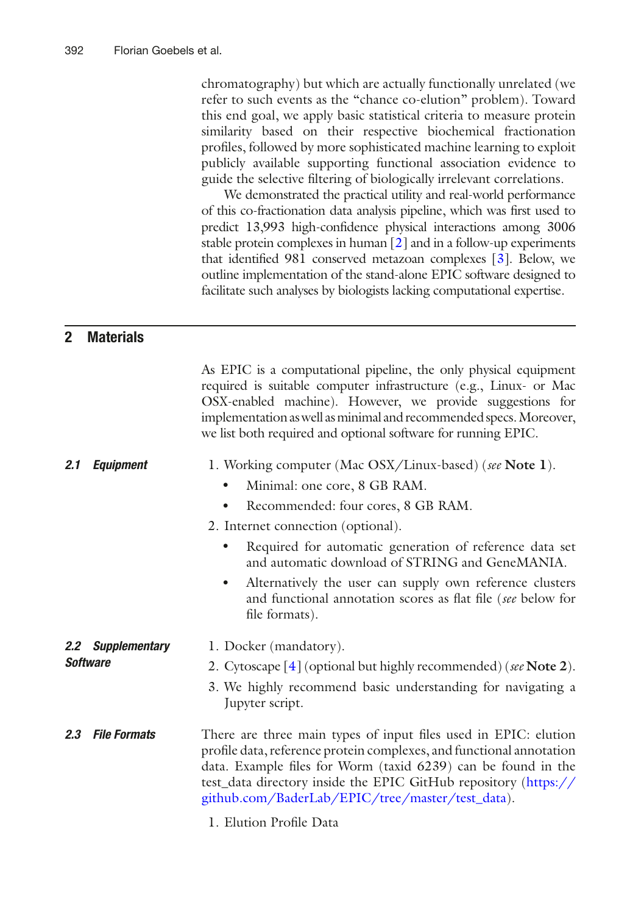chromatography) but which are actually functionally unrelated (we refer to such events as the "chance co-elution" problem). Toward this end goal, we apply basic statistical criteria to measure protein similarity based on their respective biochemical fractionation profiles, followed by more sophisticated machine learning to exploit publicly available supporting functional association evidence to guide the selective filtering of biologically irrelevant correlations.

We demonstrated the practical utility and real-world performance of this co-fractionation data analysis pipeline, which was first used to predict 13,993 high-confidence physical interactions among 3006 stable protein complexes in human [2] and in a follow-up experiments that identified 981 conserved metazoan complexes [3]. Below, we outline implementation of the stand-alone EPIC software designed to facilitate such analyses by biologists lacking computational expertise.

## 2 Materials

As EPIC is a computational pipeline, the only physical equipment required is suitable computer infrastructure (e.g., Linux- or Mac OSX-enabled machine). However, we provide suggestions for implementation as well as minimal and recommended specs. Moreover, we list both required and optional software for running EPIC.

### 2.1 Equipment

1. Working computer (Mac OSX/Linux-based) (*see* **Note 1**).
   - Minimal: one core, 8 GB RAM.
   - Recommended: four cores, 8 GB RAM.
2. Internet connection (optional).
   - Required for automatic generation of reference data set and automatic download of STRING and GeneMANIA.
   - Alternatively the user can supply own reference clusters and functional annotation scores as flat file (*see* below for file formats).

### 2.2 Supplementary Software

1. Docker (mandatory).
2. Cytoscape [4] (optional but highly recommended) (*see* **Note 2**).
3. We highly recommend basic understanding for navigating a Jupyter script.

### 2.3 File Formats

There are three main types of input files used in EPIC: elution profile data, reference protein complexes, and functional annotation data. Example files for Worm (taxid 6239) can be found in the test_data directory inside the EPIC GitHub repository (https://github.com/BaderLab/EPIC/tree/master/test_data).

1. Elution Profile Data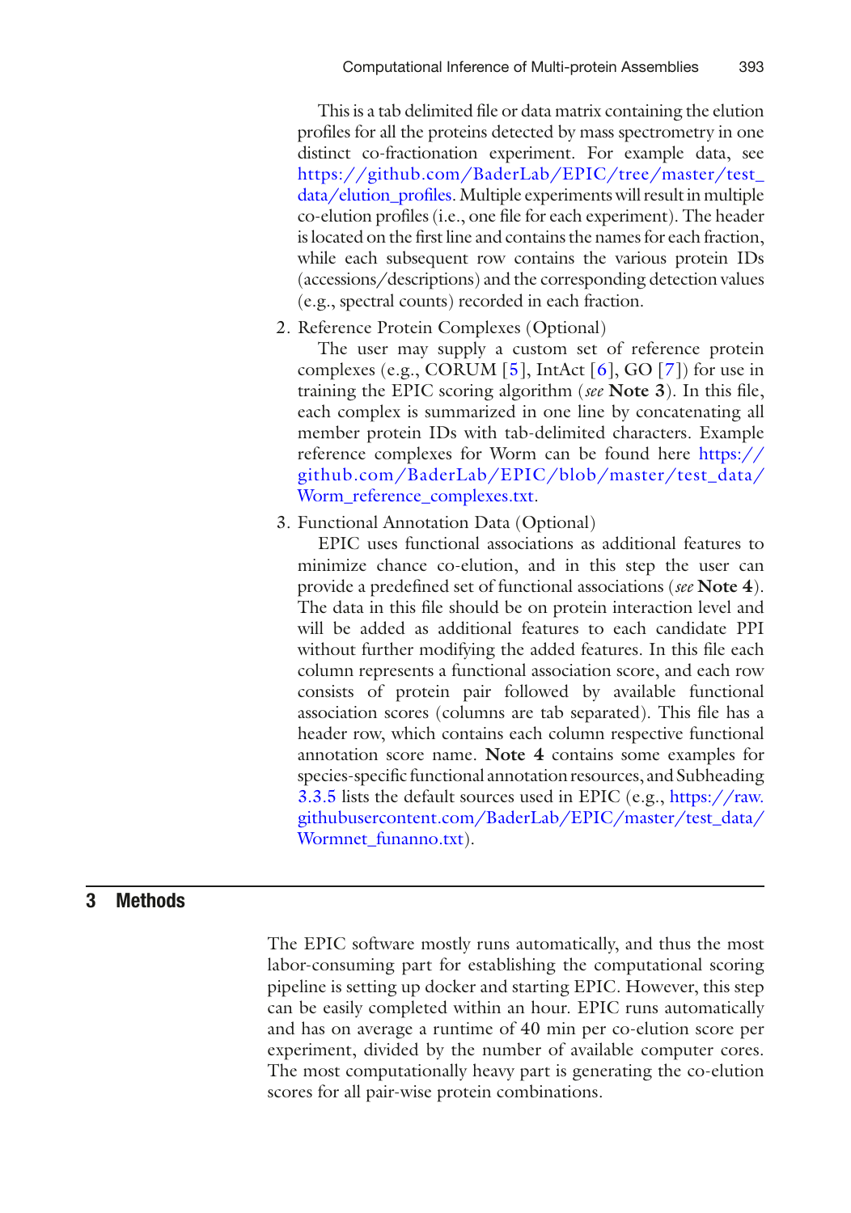This is a tab delimited file or data matrix containing the elution profiles for all the proteins detected by mass spectrometry in one distinct co-fractionation experiment. For example data, see https://github.com/BaderLab/EPIC/tree/master/test_data/elution_profiles. Multiple experiments will result in multiple co-elution profiles (i.e., one file for each experiment). The header is located on the first line and contains the names for each fraction, while each subsequent row contains the various protein IDs (accessions/descriptions) and the corresponding detection values (e.g., spectral counts) recorded in each fraction.

2. Reference Protein Complexes (Optional)

   The user may supply a custom set of reference protein complexes (e.g., CORUM [5], IntAct [6], GO [7]) for use in training the EPIC scoring algorithm (*see* **Note 3**). In this file, each complex is summarized in one line by concatenating all member protein IDs with tab-delimited characters. Example reference complexes for Worm can be found here https://github.com/BaderLab/EPIC/blob/master/test_data/Worm_reference_complexes.txt.

3. Functional Annotation Data (Optional)

   EPIC uses functional associations as additional features to minimize chance co-elution, and in this step the user can provide a predefined set of functional associations (*see* **Note 4**). The data in this file should be on protein interaction level and will be added as additional features to each candidate PPI without further modifying the added features. In this file each column represents a functional association score, and each row consists of protein pair followed by available functional association scores (columns are tab separated). This file has a header row, which contains each column respective functional annotation score name. **Note 4** contains some examples for species-specific functional annotation resources, and Subheading 3.3.5 lists the default sources used in EPIC (e.g., https://raw.githubusercontent.com/BaderLab/EPIC/master/test_data/Wormnet_funanno.txt).

## 3 Methods

The EPIC software mostly runs automatically, and thus the most labor-consuming part for establishing the computational scoring pipeline is setting up docker and starting EPIC. However, this step can be easily completed within an hour. EPIC runs automatically and has on average a runtime of 40 min per co-elution score per experiment, divided by the number of available computer cores. The most computationally heavy part is generating the co-elution scores for all pair-wise protein combinations.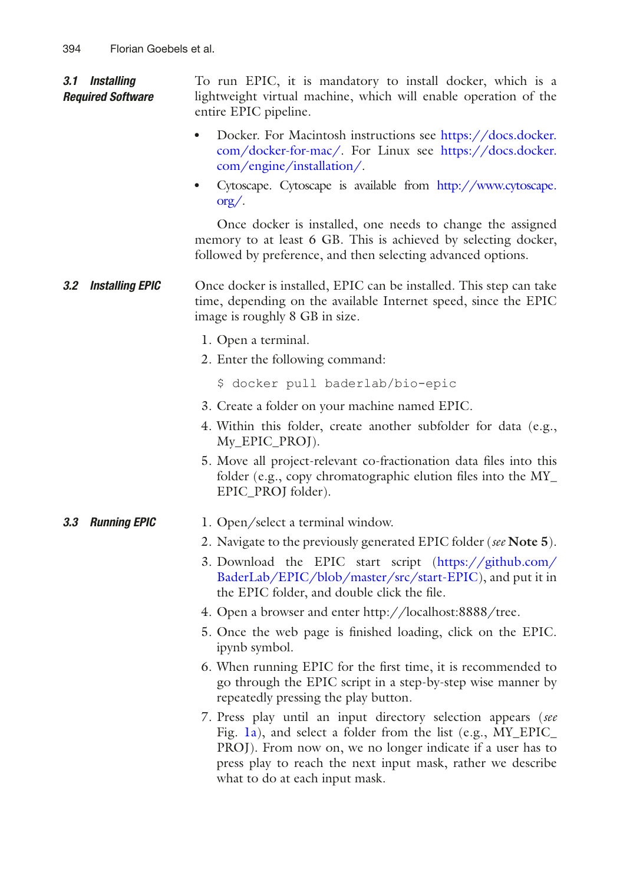### 3.1 Installing Required Software

To run EPIC, it is mandatory to install docker, which is a lightweight virtual machine, which will enable operation of the entire EPIC pipeline.

- Docker. For Macintosh instructions see https://docs.docker.com/docker-for-mac/. For Linux see https://docs.docker.com/engine/installation/.
- Cytoscape. Cytoscape is available from http://www.cytoscape.org/.

Once docker is installed, one needs to change the assigned memory to at least 6 GB. This is achieved by selecting docker, followed by preference, and then selecting advanced options.

### 3.2 Installing EPIC

Once docker is installed, EPIC can be installed. This step can take time, depending on the available Internet speed, since the EPIC image is roughly 8 GB in size.

1. Open a terminal.
2. Enter the following command:

```
$ docker pull baderlab/bio-epic
```

3. Create a folder on your machine named EPIC.
4. Within this folder, create another subfolder for data (e.g., My_EPIC_PROJ).
5. Move all project-relevant co-fractionation data files into this folder (e.g., copy chromatographic elution files into the MY_EPIC_PROJ folder).

### 3.3 Running EPIC

1. Open/select a terminal window.
2. Navigate to the previously generated EPIC folder (*see* **Note 5**).
3. Download the EPIC start script (https://github.com/BaderLab/EPIC/blob/master/src/start-EPIC), and put it in the EPIC folder, and double click the file.
4. Open a browser and enter http://localhost:8888/tree.
5. Once the web page is finished loading, click on the EPIC.ipynb symbol.
6. When running EPIC for the first time, it is recommended to go through the EPIC script in a step-by-step wise manner by repeatedly pressing the play button.
7. Press play until an input directory selection appears (*see* Fig. 1a), and select a folder from the list (e.g., MY_EPIC_PROJ). From now on, we no longer indicate if a user has to press play to reach the next input mask, rather we describe what to do at each input mask.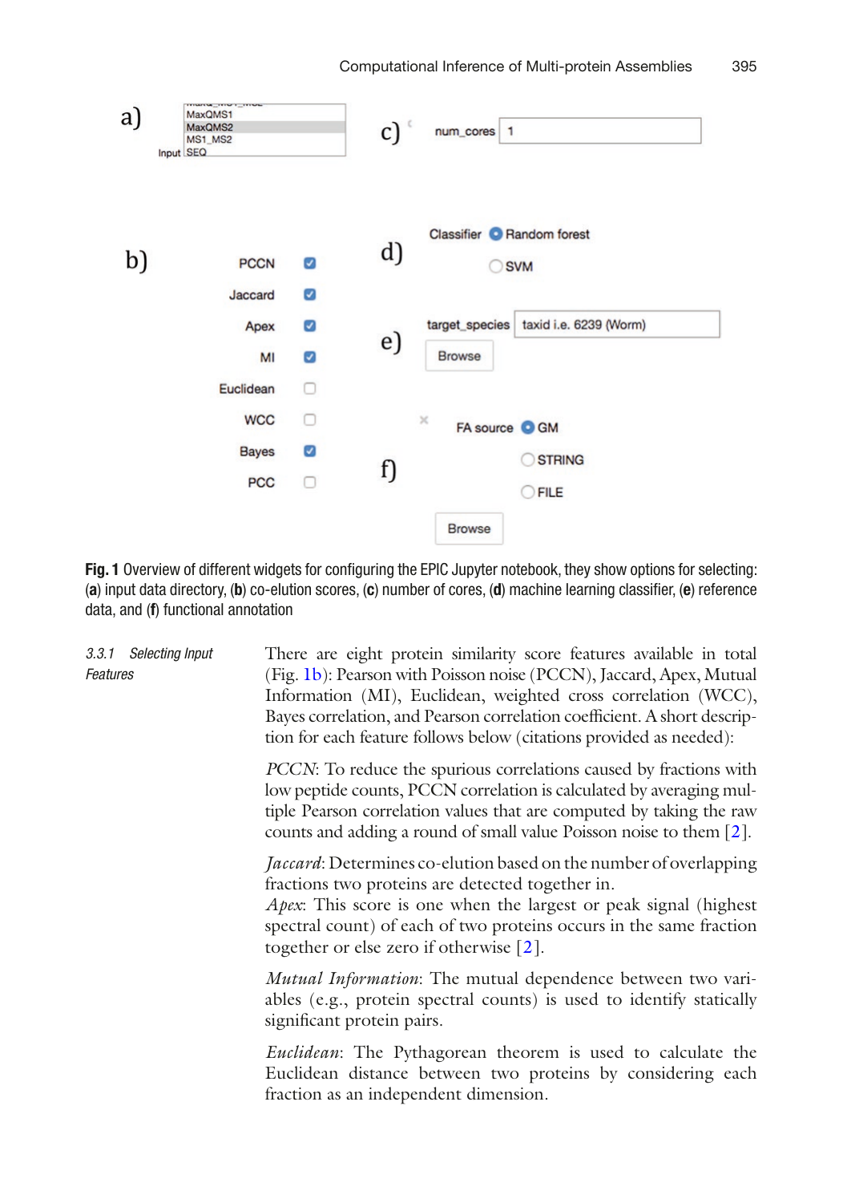Fig. 1 Overview of different widgets for configuring the EPIC Jupyter notebook, they show options for selecting: (a) input data directory, (b) co-elution scores, (c) number of cores, (d) machine learning classifier, (e) reference data, and (f) functional annotation

#### 3.3.1 Selecting Input Features

There are eight protein similarity score features available in total (Fig. 1b): Pearson with Poisson noise (PCCN), Jaccard, Apex, Mutual Information (MI), Euclidean, weighted cross correlation (WCC), Bayes correlation, and Pearson correlation coefficient. A short description for each feature follows below (citations provided as needed):

*PCCN*: To reduce the spurious correlations caused by fractions with low peptide counts, PCCN correlation is calculated by averaging multiple Pearson correlation values that are computed by taking the raw counts and adding a round of small value Poisson noise to them [2].

*Jaccard*: Determines co-elution based on the number of overlapping fractions two proteins are detected together in.
*Apex*: This score is one when the largest or peak signal (highest spectral count) of each of two proteins occurs in the same fraction together or else zero if otherwise [2].

*Mutual Information*: The mutual dependence between two variables (e.g., protein spectral counts) is used to identify statically significant protein pairs.

*Euclidean*: The Pythagorean theorem is used to calculate the Euclidean distance between two proteins by considering each fraction as an independent dimension.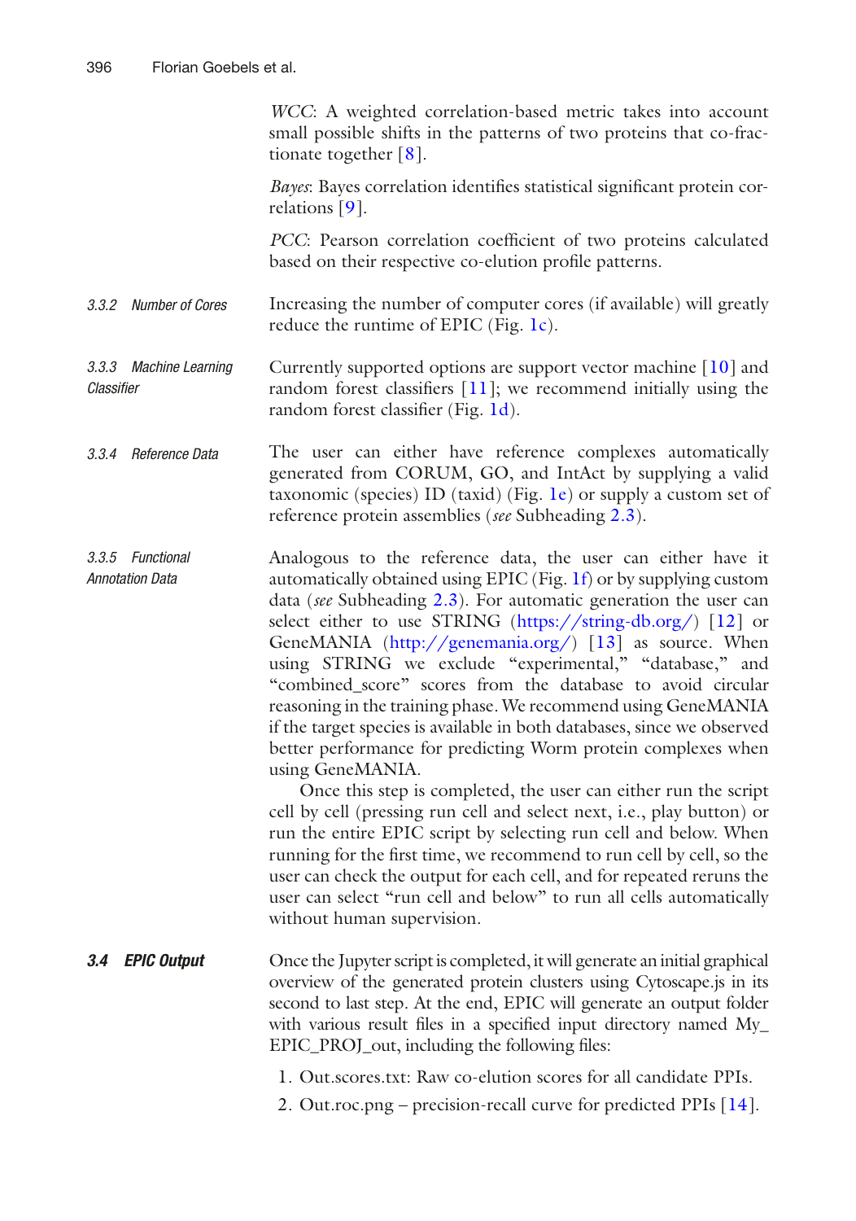*WCC*: A weighted correlation-based metric takes into account small possible shifts in the patterns of two proteins that co-fractionate together [8].

*Bayes*: Bayes correlation identifies statistical significant protein correlations [9].

*PCC*: Pearson correlation coefficient of two proteins calculated based on their respective co-elution profile patterns.

#### 3.3.2 Number of Cores

Increasing the number of computer cores (if available) will greatly reduce the runtime of EPIC (Fig. 1c).

#### 3.3.3 Machine Learning Classifier

Currently supported options are support vector machine [10] and random forest classifiers [11]; we recommend initially using the random forest classifier (Fig. 1d).

#### 3.3.4 Reference Data

The user can either have reference complexes automatically generated from CORUM, GO, and IntAct by supplying a valid taxonomic (species) ID (taxid) (Fig. 1e) or supply a custom set of reference protein assemblies (*see* Subheading 2.3).

#### 3.3.5 Functional Annotation Data

Analogous to the reference data, the user can either have it automatically obtained using EPIC (Fig. 1f) or by supplying custom data (*see* Subheading 2.3). For automatic generation the user can select either to use STRING (https://string-db.org/) [12] or GeneMANIA (http://genemania.org/) [13] as source. When using STRING we exclude "experimental," "database," and "combined_score" scores from the database to avoid circular reasoning in the training phase. We recommend using GeneMANIA if the target species is available in both databases, since we observed better performance for predicting Worm protein complexes when using GeneMANIA.

Once this step is completed, the user can either run the script cell by cell (pressing run cell and select next, i.e., play button) or run the entire EPIC script by selecting run cell and below. When running for the first time, we recommend to run cell by cell, so the user can check the output for each cell, and for repeated reruns the user can select "run cell and below" to run all cells automatically without human supervision.

### 3.4 EPIC Output

Once the Jupyter script is completed, it will generate an initial graphical overview of the generated protein clusters using Cytoscape.js in its second to last step. At the end, EPIC will generate an output folder with various result files in a specified input directory named My_EPIC_PROJ_out, including the following files:

1. Out.scores.txt: Raw co-elution scores for all candidate PPIs.
2. Out.roc.png – precision-recall curve for predicted PPIs [14].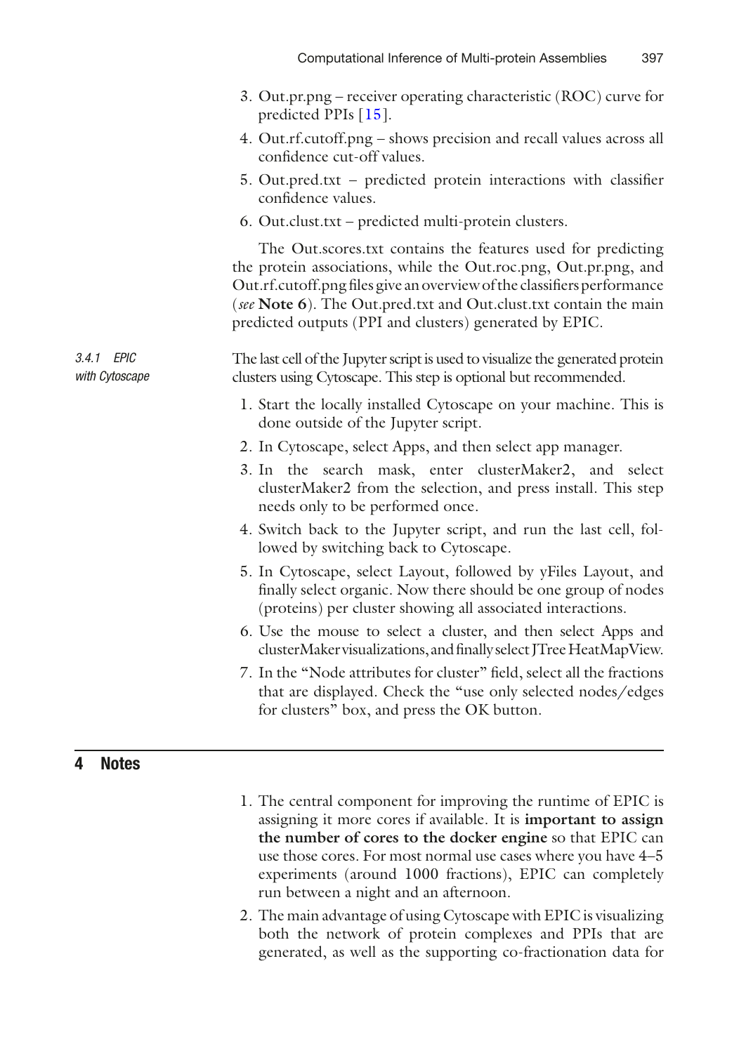3. Out.pr.png – receiver operating characteristic (ROC) curve for predicted PPIs [15].
4. Out.rf.cutoff.png – shows precision and recall values across all confidence cut-off values.
5. Out.pred.txt – predicted protein interactions with classifier confidence values.
6. Out.clust.txt – predicted multi-protein clusters.

The Out.scores.txt contains the features used for predicting the protein associations, while the Out.roc.png, Out.pr.png, and Out.rf.cutoff.png files give an overview of the classifiers performance (*see* **Note 6**). The Out.pred.txt and Out.clust.txt contain the main predicted outputs (PPI and clusters) generated by EPIC.

#### 3.4.1 EPIC with Cytoscape

The last cell of the Jupyter script is used to visualize the generated protein clusters using Cytoscape. This step is optional but recommended.

1. Start the locally installed Cytoscape on your machine. This is done outside of the Jupyter script.
2. In Cytoscape, select Apps, and then select app manager.
3. In the search mask, enter clusterMaker2, and select clusterMaker2 from the selection, and press install. This step needs only to be performed once.
4. Switch back to the Jupyter script, and run the last cell, followed by switching back to Cytoscape.
5. In Cytoscape, select Layout, followed by yFiles Layout, and finally select organic. Now there should be one group of nodes (proteins) per cluster showing all associated interactions.
6. Use the mouse to select a cluster, and then select Apps and clusterMaker visualizations, and finally select JTree HeatMapView.
7. In the "Node attributes for cluster" field, select all the fractions that are displayed. Check the "use only selected nodes/edges for clusters" box, and press the OK button.

## 4 Notes

1. The central component for improving the runtime of EPIC is assigning it more cores if available. It is **important to assign the number of cores to the docker engine** so that EPIC can use those cores. For most normal use cases where you have 4–5 experiments (around 1000 fractions), EPIC can completely run between a night and an afternoon.
2. The main advantage of using Cytoscape with EPIC is visualizing both the network of protein complexes and PPIs that are generated, as well as the supporting co-fractionation data for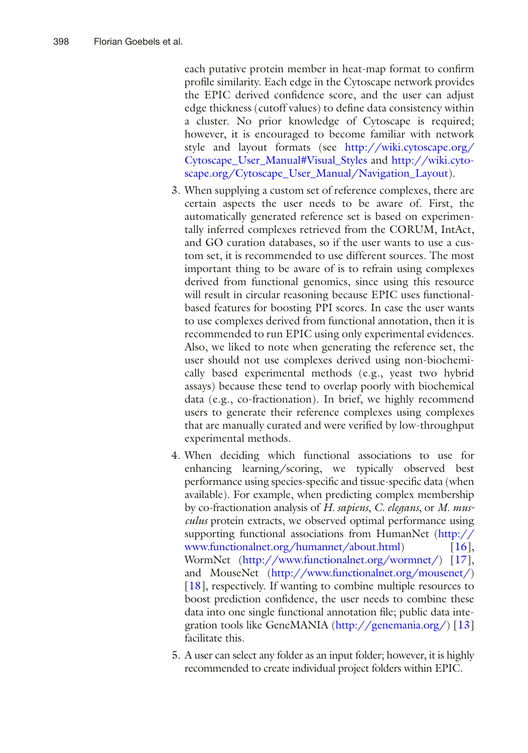each putative protein member in heat-map format to confirm profile similarity. Each edge in the Cytoscape network provides the EPIC derived confidence score, and the user can adjust edge thickness (cutoff values) to define data consistency within a cluster. No prior knowledge of Cytoscape is required; however, it is encouraged to become familiar with network style and layout formats (see http://wiki.cytoscape.org/Cytoscape_User_Manual#Visual_Styles and http://wiki.cytoscape.org/Cytoscape_User_Manual/Navigation_Layout).

3. When supplying a custom set of reference complexes, there are certain aspects the user needs to be aware of. First, the automatically generated reference set is based on experimentally inferred complexes retrieved from the CORUM, IntAct, and GO curation databases, so if the user wants to use a custom set, it is recommended to use different sources. The most important thing to be aware of is to refrain using complexes derived from functional genomics, since using this resource will result in circular reasoning because EPIC uses functional-based features for boosting PPI scores. In case the user wants to use complexes derived from functional annotation, then it is recommended to run EPIC using only experimental evidences. Also, we liked to note when generating the reference set, the user should not use complexes derived using non-biochemically based experimental methods (e.g., yeast two hybrid assays) because these tend to overlap poorly with biochemical data (e.g., co-fractionation). In brief, we highly recommend users to generate their reference complexes using complexes that are manually curated and were verified by low-throughput experimental methods.

4. When deciding which functional associations to use for enhancing learning/scoring, we typically observed best performance using species-specific and tissue-specific data (when available). For example, when predicting complex membership by co-fractionation analysis of *H. sapiens*, *C. elegans*, or *M. musculus* protein extracts, we observed optimal performance using supporting functional associations from HumanNet (http://www.functionalnet.org/humannet/about.html) [16], WormNet (http://www.functionalnet.org/wormnet/) [17], and MouseNet (http://www.functionalnet.org/mousenet/) [18], respectively. If wanting to combine multiple resources to boost prediction confidence, the user needs to combine these data into one single functional annotation file; public data integration tools like GeneMANIA (http://genemania.org/) [13] facilitate this.

5. A user can select any folder as an input folder; however, it is highly recommended to create individual project folders within EPIC.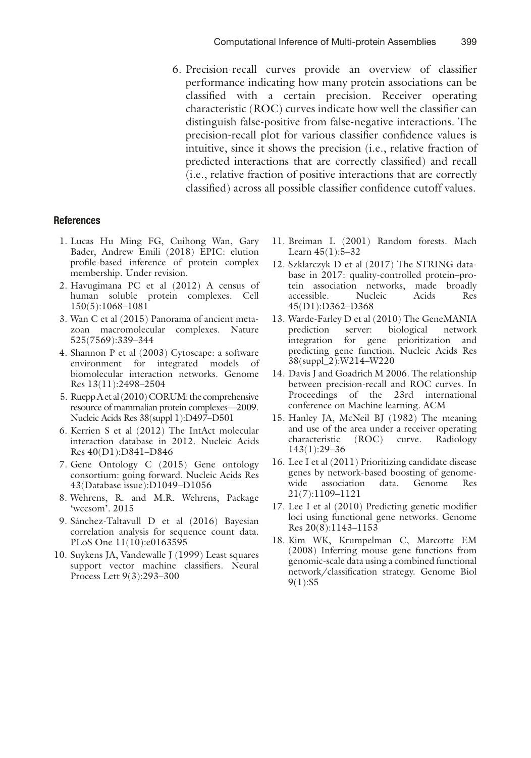6. Precision-recall curves provide an overview of classifier performance indicating how many protein associations can be classified with a certain precision. Receiver operating characteristic (ROC) curves indicate how well the classifier can distinguish false-positive from false-negative interactions. The precision-recall plot for various classifier confidence values is intuitive, since it shows the precision (i.e., relative fraction of predicted interactions that are correctly classified) and recall (i.e., relative fraction of positive interactions that are correctly classified) across all possible classifier confidence cutoff values.

## References

1. Lucas Hu Ming FG, Cuihong Wan, Gary Bader, Andrew Emili (2018) EPIC: elution profile-based inference of protein complex membership. Under revision.
2. Havugimana PC et al (2012) A census of human soluble protein complexes. Cell 150(5):1068–1081
3. Wan C et al (2015) Panorama of ancient metazoan macromolecular complexes. Nature 525(7569):339–344
4. Shannon P et al (2003) Cytoscape: a software environment for integrated models of biomolecular interaction networks. Genome Res 13(11):2498–2504
5. Ruepp A et al (2010) CORUM: the comprehensive resource of mammalian protein complexes—2009. Nucleic Acids Res 38(suppl 1):D497–D501
6. Kerrien S et al (2012) The IntAct molecular interaction database in 2012. Nucleic Acids Res 40(D1):D841–D846
7. Gene Ontology C (2015) Gene ontology consortium: going forward. Nucleic Acids Res 43(Database issue):D1049–D1056
8. Wehrens, R. and M.R. Wehrens, Package 'wccsom'. 2015
9. Sánchez-Taltavull D et al (2016) Bayesian correlation analysis for sequence count data. PLoS One 11(10):e0163595
10. Suykens JA, Vandewalle J (1999) Least squares support vector machine classifiers. Neural Process Lett 9(3):293–300
11. Breiman L (2001) Random forests. Mach Learn 45(1):5–32
12. Szklarczyk D et al (2017) The STRING database in 2017: quality-controlled protein–protein association networks, made broadly accessible. Nucleic Acids Res 45(D1):D362–D368
13. Warde-Farley D et al (2010) The GeneMANIA prediction server: biological network integration for gene prioritization and predicting gene function. Nucleic Acids Res 38(suppl_2):W214–W220
14. Davis J and Goadrich M 2006. The relationship between precision-recall and ROC curves. In Proceedings of the 23rd international conference on Machine learning. ACM
15. Hanley JA, McNeil BJ (1982) The meaning and use of the area under a receiver operating characteristic (ROC) curve. Radiology 143(1):29–36
16. Lee I et al (2011) Prioritizing candidate disease genes by network-based boosting of genome-wide association data. Genome Res 21(7):1109–1121
17. Lee I et al (2010) Predicting genetic modifier loci using functional gene networks. Genome Res 20(8):1143–1153
18. Kim WK, Krumpelman C, Marcotte EM (2008) Inferring mouse gene functions from genomic-scale data using a combined functional network/classification strategy. Genome Biol 9(1):S5